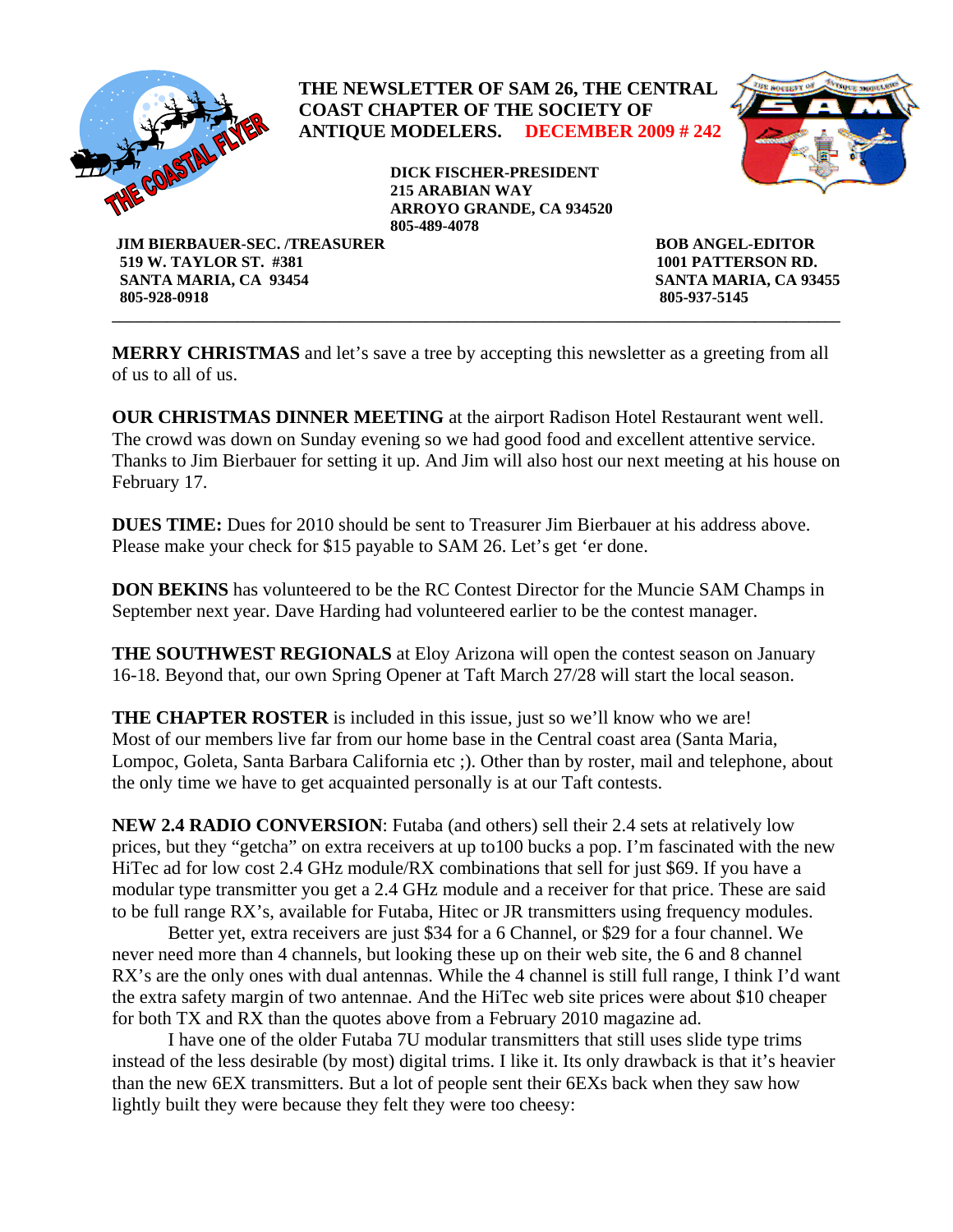# THE NEWSLETTER OF SAM 26, THE CENTRAL COAST CHAPTER OF THE SOCIETY OF ANTIQUE MODELERS. DECEMBER 2009 # 242

**DICK FISCHER-PRESIDENT**
**215 ARABIAN WAY**
**ARROYO GRANDE, CA 934520**
**805-489-4078**

**JIM BIERBAUER-SEC. /TREASURER**
**519 W. TAYLOR ST. #381**
**SANTA MARIA, CA 93454**
**805-928-0918**

**BOB ANGEL-EDITOR**
**1001 PATTERSON RD.**
**SANTA MARIA, CA 93455**
**805-937-5145**

---

**MERRY CHRISTMAS** and let's save a tree by accepting this newsletter as a greeting from all of us to all of us.

**OUR CHRISTMAS DINNER MEETING** at the airport Radison Hotel Restaurant went well. The crowd was down on Sunday evening so we had good food and excellent attentive service. Thanks to Jim Bierbauer for setting it up. And Jim will also host our next meeting at his house on February 17.

**DUES TIME:** Dues for 2010 should be sent to Treasurer Jim Bierbauer at his address above. Please make your check for $15 payable to SAM 26. Let's get 'er done.

**DON BEKINS** has volunteered to be the RC Contest Director for the Muncie SAM Champs in September next year. Dave Harding had volunteered earlier to be the contest manager.

**THE SOUTHWEST REGIONALS** at Eloy Arizona will open the contest season on January 16-18. Beyond that, our own Spring Opener at Taft March 27/28 will start the local season.

**THE CHAPTER ROSTER** is included in this issue, just so we'll know who we are! Most of our members live far from our home base in the Central coast area (Santa Maria, Lompoc, Goleta, Santa Barbara California etc ;). Other than by roster, mail and telephone, about the only time we have to get acquainted personally is at our Taft contests.

**NEW 2.4 RADIO CONVERSION**: Futaba (and others) sell their 2.4 sets at relatively low prices, but they "getcha" on extra receivers at up to100 bucks a pop. I'm fascinated with the new HiTec ad for low cost 2.4 GHz module/RX combinations that sell for just $69. If you have a modular type transmitter you get a 2.4 GHz module and a receiver for that price. These are said to be full range RX's, available for Futaba, Hitec or JR transmitters using frequency modules.

Better yet, extra receivers are just $34 for a 6 Channel, or $29 for a four channel. We never need more than 4 channels, but looking these up on their web site, the 6 and 8 channel RX's are the only ones with dual antennas. While the 4 channel is still full range, I think I'd want the extra safety margin of two antennae. And the HiTec web site prices were about $10 cheaper for both TX and RX than the quotes above from a February 2010 magazine ad.

I have one of the older Futaba 7U modular transmitters that still uses slide type trims instead of the less desirable (by most) digital trims. I like it. Its only drawback is that it's heavier than the new 6EX transmitters. But a lot of people sent their 6EXs back when they saw how lightly built they were because they felt they were too cheesy: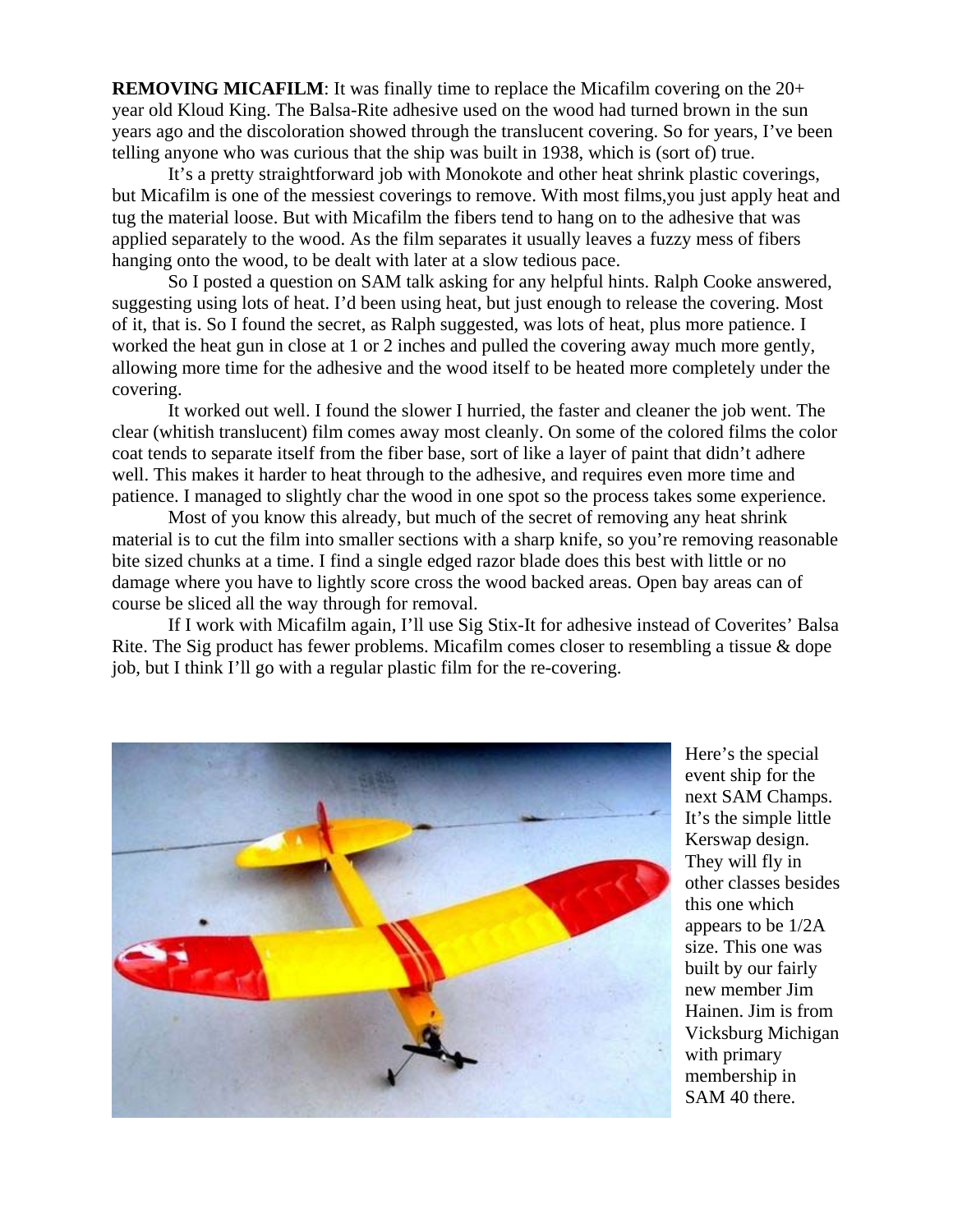**REMOVING MICAFILM**: It was finally time to replace the Micafilm covering on the 20+ year old Kloud King. The Balsa-Rite adhesive used on the wood had turned brown in the sun years ago and the discoloration showed through the translucent covering. So for years, I've been telling anyone who was curious that the ship was built in 1938, which is (sort of) true.

It's a pretty straightforward job with Monokote and other heat shrink plastic coverings, but Micafilm is one of the messiest coverings to remove. With most films,you just apply heat and tug the material loose. But with Micafilm the fibers tend to hang on to the adhesive that was applied separately to the wood. As the film separates it usually leaves a fuzzy mess of fibers hanging onto the wood, to be dealt with later at a slow tedious pace.

So I posted a question on SAM talk asking for any helpful hints. Ralph Cooke answered, suggesting using lots of heat. I'd been using heat, but just enough to release the covering. Most of it, that is. So I found the secret, as Ralph suggested, was lots of heat, plus more patience. I worked the heat gun in close at 1 or 2 inches and pulled the covering away much more gently, allowing more time for the adhesive and the wood itself to be heated more completely under the covering.

It worked out well. I found the slower I hurried, the faster and cleaner the job went. The clear (whitish translucent) film comes away most cleanly. On some of the colored films the color coat tends to separate itself from the fiber base, sort of like a layer of paint that didn't adhere well. This makes it harder to heat through to the adhesive, and requires even more time and patience. I managed to slightly char the wood in one spot so the process takes some experience.

Most of you know this already, but much of the secret of removing any heat shrink material is to cut the film into smaller sections with a sharp knife, so you're removing reasonable bite sized chunks at a time. I find a single edged razor blade does this best with little or no damage where you have to lightly score cross the wood backed areas. Open bay areas can of course be sliced all the way through for removal.

If I work with Micafilm again, I'll use Sig Stix-It for adhesive instead of Coverites' Balsa Rite. The Sig product has fewer problems. Micafilm comes closer to resembling a tissue & dope job, but I think I'll go with a regular plastic film for the re-covering.

Here's the special event ship for the next SAM Champs. It's the simple little Kerswap design. They will fly in other classes besides this one which appears to be 1/2A size. This one was built by our fairly new member Jim Hainen. Jim is from Vicksburg Michigan with primary membership in SAM 40 there.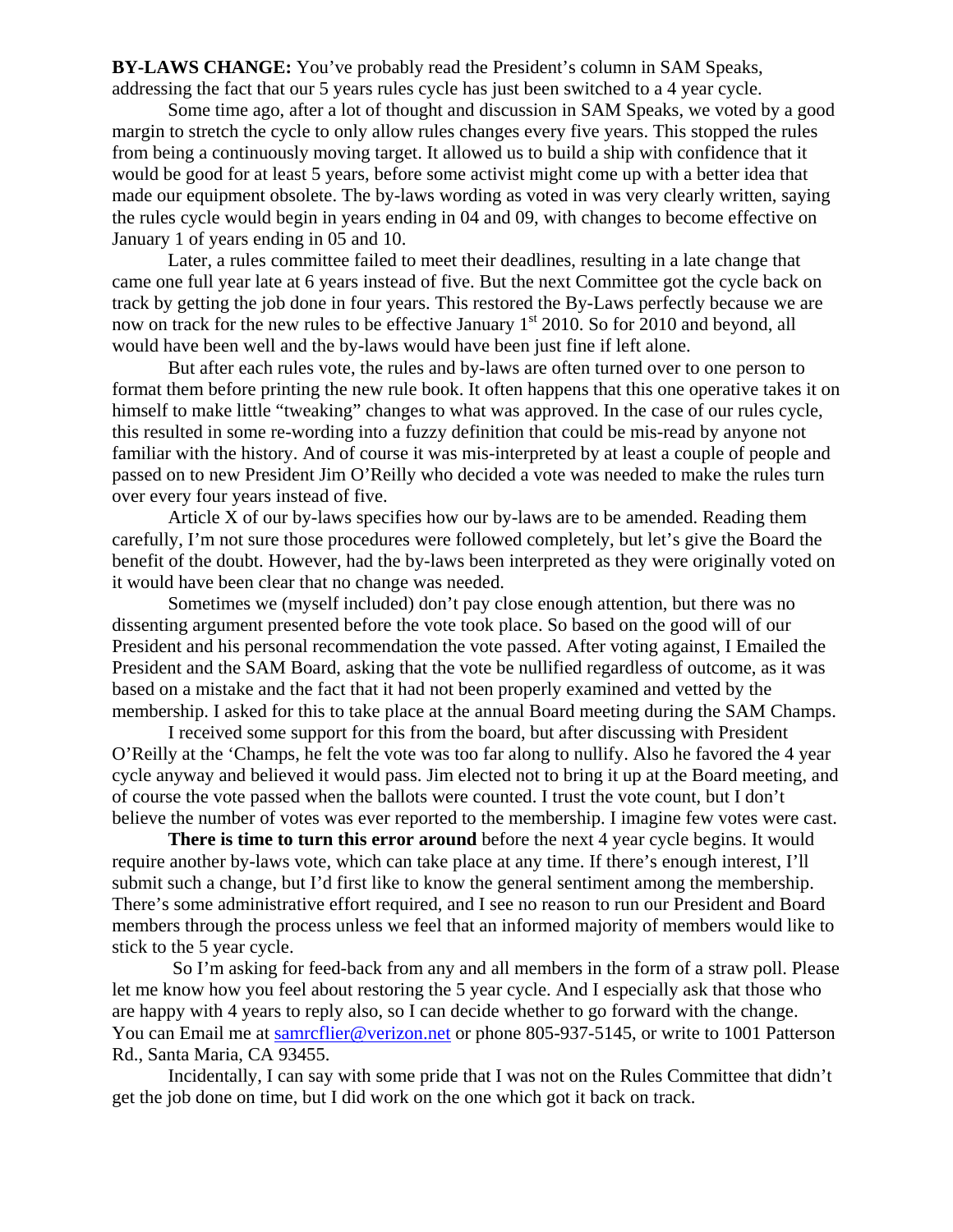**BY-LAWS CHANGE:** You've probably read the President's column in SAM Speaks, addressing the fact that our 5 years rules cycle has just been switched to a 4 year cycle.

Some time ago, after a lot of thought and discussion in SAM Speaks, we voted by a good margin to stretch the cycle to only allow rules changes every five years. This stopped the rules from being a continuously moving target. It allowed us to build a ship with confidence that it would be good for at least 5 years, before some activist might come up with a better idea that made our equipment obsolete. The by-laws wording as voted in was very clearly written, saying the rules cycle would begin in years ending in 04 and 09, with changes to become effective on January 1 of years ending in 05 and 10.

Later, a rules committee failed to meet their deadlines, resulting in a late change that came one full year late at 6 years instead of five. But the next Committee got the cycle back on track by getting the job done in four years. This restored the By-Laws perfectly because we are now on track for the new rules to be effective January 1st 2010. So for 2010 and beyond, all would have been well and the by-laws would have been just fine if left alone.

But after each rules vote, the rules and by-laws are often turned over to one person to format them before printing the new rule book. It often happens that this one operative takes it on himself to make little "tweaking" changes to what was approved. In the case of our rules cycle, this resulted in some re-wording into a fuzzy definition that could be mis-read by anyone not familiar with the history. And of course it was mis-interpreted by at least a couple of people and passed on to new President Jim O'Reilly who decided a vote was needed to make the rules turn over every four years instead of five.

Article X of our by-laws specifies how our by-laws are to be amended. Reading them carefully, I'm not sure those procedures were followed completely, but let's give the Board the benefit of the doubt. However, had the by-laws been interpreted as they were originally voted on it would have been clear that no change was needed.

Sometimes we (myself included) don't pay close enough attention, but there was no dissenting argument presented before the vote took place. So based on the good will of our President and his personal recommendation the vote passed. After voting against, I Emailed the President and the SAM Board, asking that the vote be nullified regardless of outcome, as it was based on a mistake and the fact that it had not been properly examined and vetted by the membership. I asked for this to take place at the annual Board meeting during the SAM Champs.

I received some support for this from the board, but after discussing with President O'Reilly at the 'Champs, he felt the vote was too far along to nullify. Also he favored the 4 year cycle anyway and believed it would pass. Jim elected not to bring it up at the Board meeting, and of course the vote passed when the ballots were counted. I trust the vote count, but I don't believe the number of votes was ever reported to the membership. I imagine few votes were cast.

**There is time to turn this error around** before the next 4 year cycle begins. It would require another by-laws vote, which can take place at any time. If there's enough interest, I'll submit such a change, but I'd first like to know the general sentiment among the membership. There's some administrative effort required, and I see no reason to run our President and Board members through the process unless we feel that an informed majority of members would like to stick to the 5 year cycle.

So I'm asking for feed-back from any and all members in the form of a straw poll. Please let me know how you feel about restoring the 5 year cycle. And I especially ask that those who are happy with 4 years to reply also, so I can decide whether to go forward with the change. You can Email me at samrcflier@verizon.net or phone 805-937-5145, or write to 1001 Patterson Rd., Santa Maria, CA 93455.

Incidentally, I can say with some pride that I was not on the Rules Committee that didn't get the job done on time, but I did work on the one which got it back on track.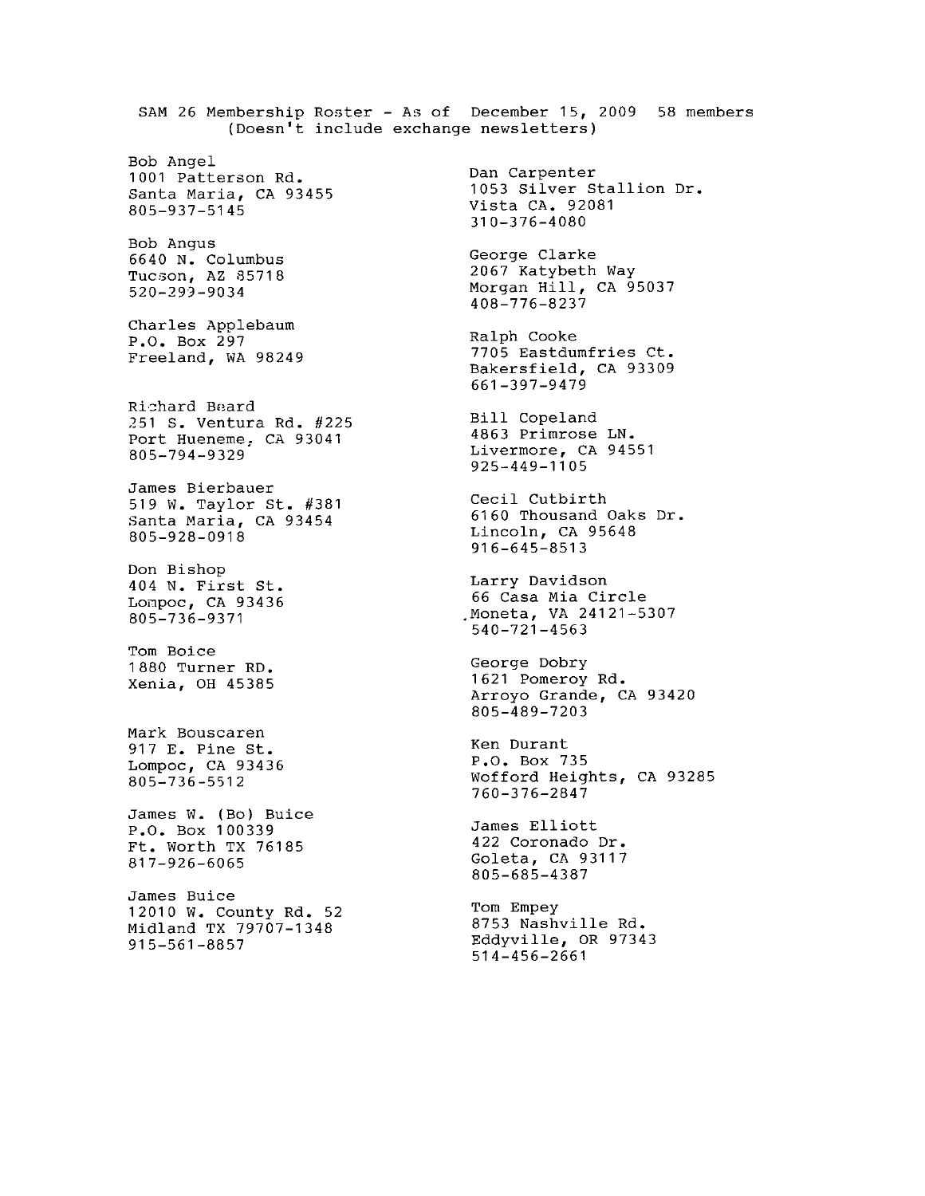SAM 26 Membership Roster - As of December 15, 2009 58 members
(Doesn't include exchange newsletters)

Bob Angel
1001 Patterson Rd.
Santa Maria, CA 93455
805-937-5145

Bob Angus
6640 N. Columbus
Tucson, AZ 85718
520-299-9034

Charles Applebaum
P.O. Box 297
Freeland, WA 98249

Richard Beard
251 S. Ventura Rd. #225
Port Hueneme, CA 93041
805-794-9329

James Bierbauer
519 W. Taylor St. #381
Santa Maria, CA 93454
805-928-0918

Don Bishop
404 N. First St.
Lompoc, CA 93436
805-736-9371

Tom Boice
1880 Turner RD.
Xenia, OH 45385

Mark Bouscaren
917 E. Pine St.
Lompoc, CA 93436
805-736-5512

James W. (Bo) Buice
P.O. Box 100339
Ft. Worth TX 76185
817-926-6065

James Buice
12010 W. County Rd. 52
Midland TX 79707-1348
915-561-8857

Dan Carpenter
1053 Silver Stallion Dr.
Vista CA. 92081
310-376-4080

George Clarke
2067 Katybeth Way
Morgan Hill, CA 95037
408-776-8237

Ralph Cooke
7705 Eastdumfries Ct.
Bakersfield, CA 93309
661-397-9479

Bill Copeland
4863 Primrose LN.
Livermore, CA 94551
925-449-1105

Cecil Cutbirth
6160 Thousand Oaks Dr.
Lincoln, CA 95648
916-645-8513

Larry Davidson
66 Casa Mia Circle
Moneta, VA 24121-5307
540-721-4563

George Dobry
1621 Pomeroy Rd.
Arroyo Grande, CA 93420
805-489-7203

Ken Durant
P.O. Box 735
Wofford Heights, CA 93285
760-376-2847

James Elliott
422 Coronado Dr.
Goleta, CA 93117
805-685-4387

Tom Empey
8753 Nashville Rd.
Eddyville, OR 97343
514-456-2661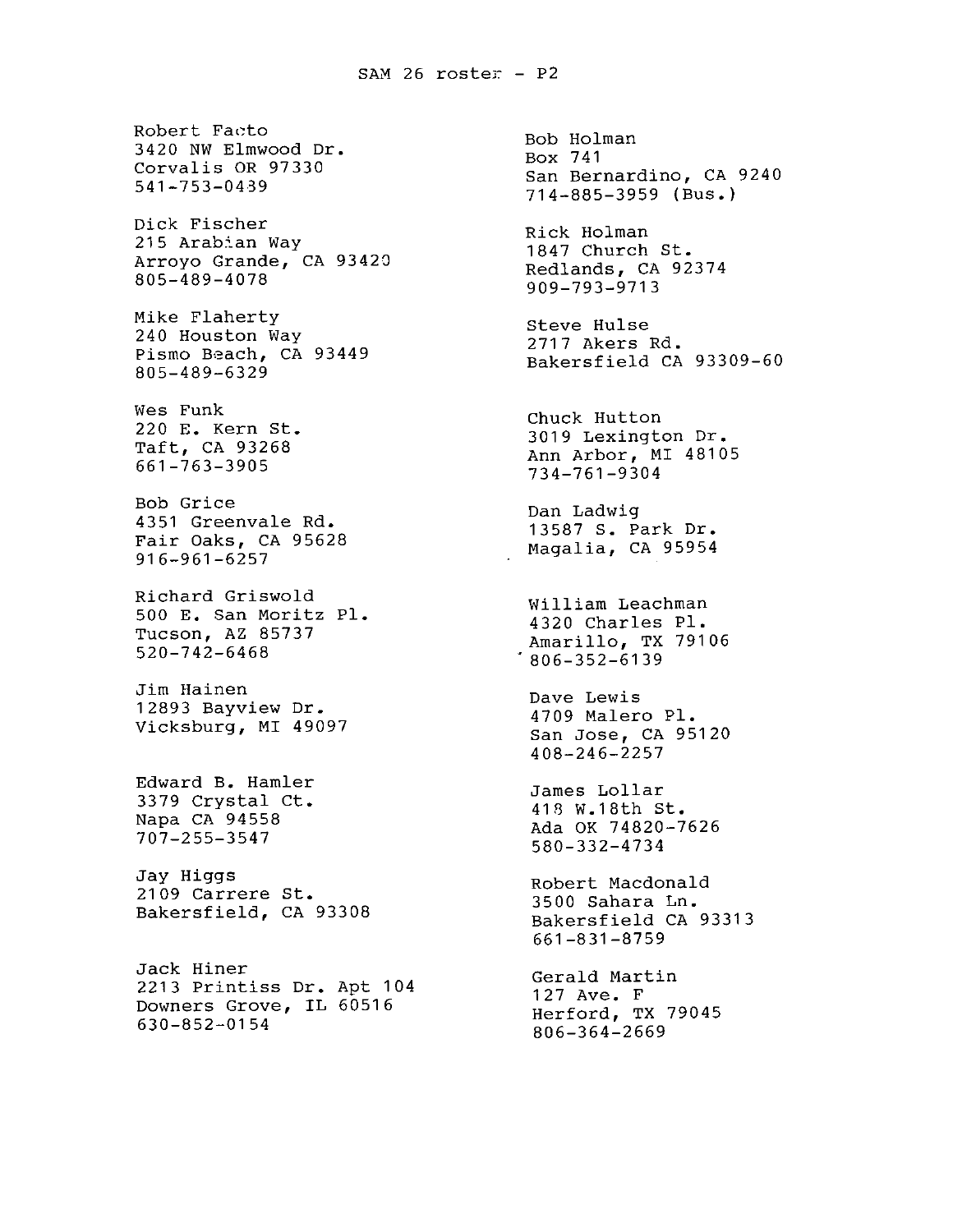# SAM 26 roster - P2

Robert Facto
3420 NW Elmwood Dr.
Corvalis OR 97330
541-753-0439

Dick Fischer
215 Arabian Way
Arroyo Grande, CA 93420
805-489-4078

Mike Flaherty
240 Houston Way
Pismo Beach, CA 93449
805-489-6329

Wes Funk
220 E. Kern St.
Taft, CA 93268
661-763-3905

Bob Grice
4351 Greenvale Rd.
Fair Oaks, CA 95628
916-961-6257

Richard Griswold
500 E. San Moritz Pl.
Tucson, AZ 85737
520-742-6468

Jim Hainen
12893 Bayview Dr.
Vicksburg, MI 49097

Edward B. Hamler
3379 Crystal Ct.
Napa CA 94558
707-255-3547

Jay Higgs
2109 Carrere St.
Bakersfield, CA 93308

Jack Hiner
2213 Printiss Dr. Apt 104
Downers Grove, IL 60516
630-852-0154

Bob Holman
Box 741
San Bernardino, CA 9240
714-885-3959 (Bus.)

Rick Holman
1847 Church St.
Redlands, CA 92374
909-793-9713

Steve Hulse
2717 Akers Rd.
Bakersfield CA 93309-60

Chuck Hutton
3019 Lexington Dr.
Ann Arbor, MI 48105
734-761-9304

Dan Ladwig
13587 S. Park Dr.
Magalia, CA 95954

William Leachman
4320 Charles Pl.
Amarillo, TX 79106
806-352-6139

Dave Lewis
4709 Malero Pl.
San Jose, CA 95120
408-246-2257

James Lollar
418 W.18th St.
Ada OK 74820-7626
580-332-4734

Robert Macdonald
3500 Sahara Ln.
Bakersfield CA 93313
661-831-8759

Gerald Martin
127 Ave. F
Herford, TX 79045
806-364-2669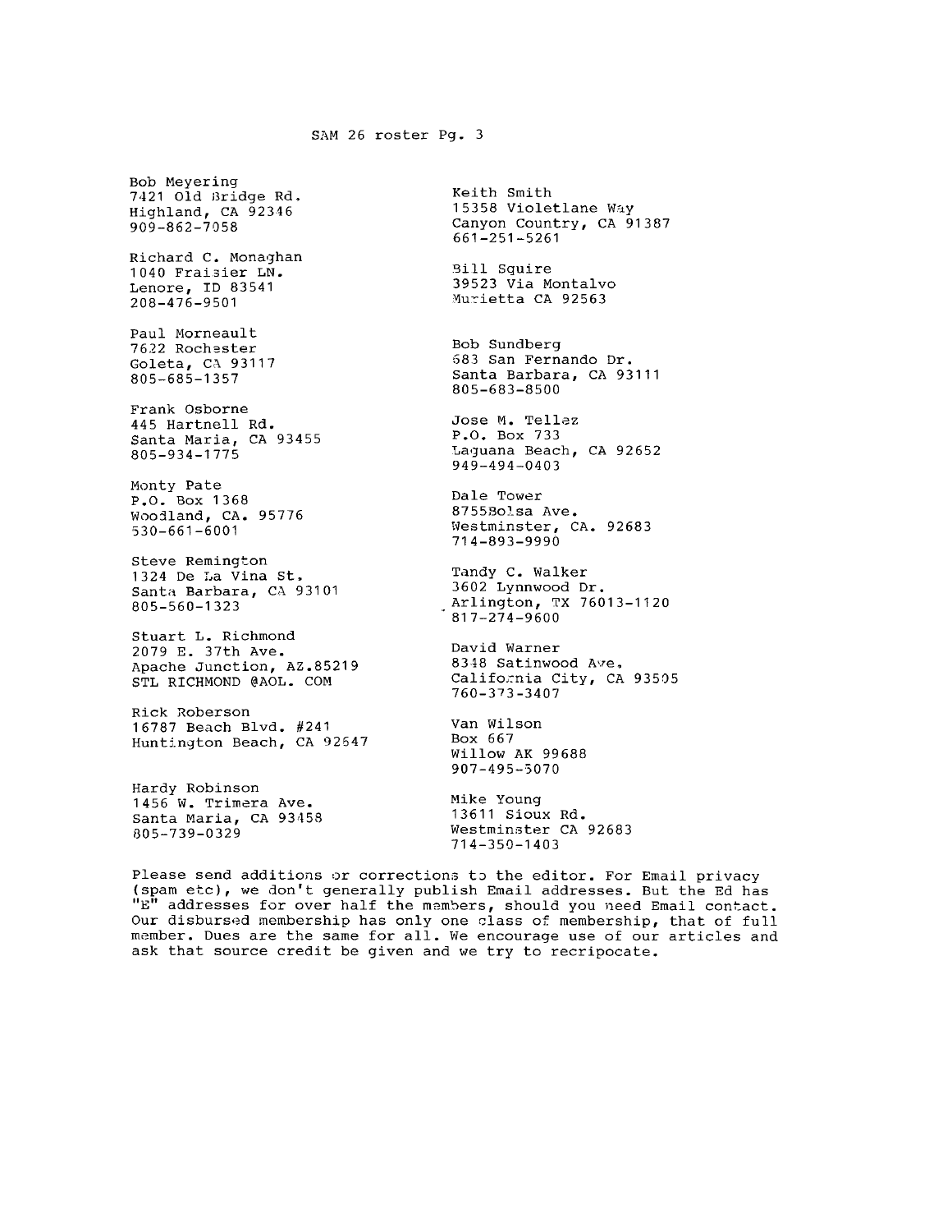SAM 26 roster Pg. 3

Bob Meyering
7421 Old Bridge Rd.
Highland, CA 92346
909-862-7058

Richard C. Monaghan
1040 Fraisier LN.
Lenore, ID 83541
208-476-9501

Paul Morneault
7622 Rochester
Goleta, CA 93117
805-685-1357

Frank Osborne
445 Hartnell Rd.
Santa Maria, CA 93455
805-934-1775

Monty Pate
P.O. Box 1368
Woodland, CA. 95776
530-661-6001

Steve Remington
1324 De La Vina St.
Santa Barbara, CA 93101
805-560-1323

Stuart L. Richmond
2079 E. 37th Ave.
Apache Junction, AZ.85219
STL RICHMOND @AOL. COM

Rick Roberson
16787 Beach Blvd. #241
Huntington Beach, CA 92647

Hardy Robinson
1456 W. Trimera Ave.
Santa Maria, CA 93458
805-739-0329

Keith Smith
15358 Violetlane Way
Canyon Country, CA 91387
661-251-5261

Bill Squire
39523 Via Montalvo
Murietta CA 92563

Bob Sundberg
683 San Fernando Dr.
Santa Barbara, CA 93111
805-683-8500

Jose M. Tellez
P.O. Box 733
Laguana Beach, CA 92652
949-494-0403

Dale Tower
8755Bolsa Ave.
Westminster, CA. 92683
714-893-9990

Tandy C. Walker
3602 Lynnwood Dr.
Arlington, TX 76013-1120
817-274-9600

David Warner
8348 Satinwood Ave.
California City, CA 93505
760-373-3407

Van Wilson
Box 667
Willow AK 99688
907-495-5070

Mike Young
13611 Sioux Rd.
Westminster CA 92683
714-350-1403

Please send additions or corrections to the editor. For Email privacy (spam etc), we don't generally publish Email addresses. But the Ed has "E" addresses for over half the members, should you need Email contact. Our disbursed membership has only one class of membership, that of full member. Dues are the same for all. We encourage use of our articles and ask that source credit be given and we try to recripocate.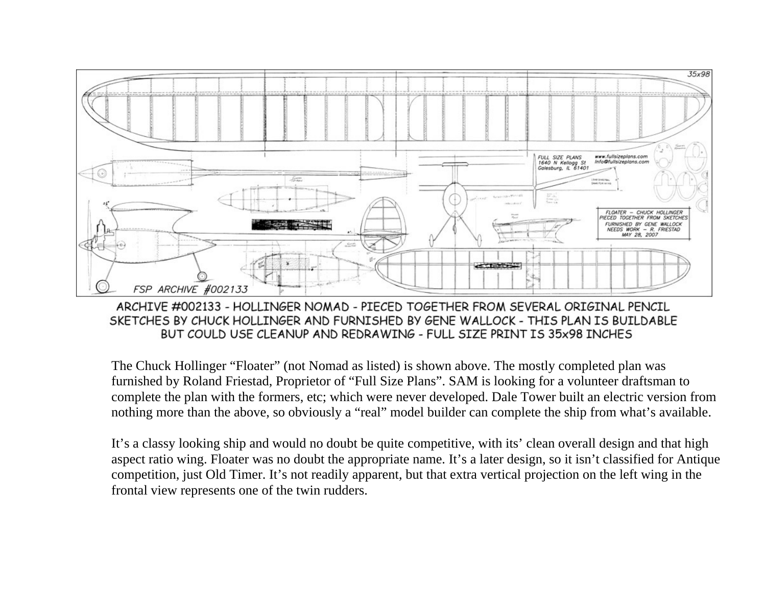ARCHIVE #002133 - HOLLINGER NOMAD - PIECED TOGETHER FROM SEVERAL ORIGINAL PENCIL SKETCHES BY CHUCK HOLLINGER AND FURNISHED BY GENE WALLOCK - THIS PLAN IS BUILDABLE BUT COULD USE CLEANUP AND REDRAWING - FULL SIZE PRINT IS 35x98 INCHES

The Chuck Hollinger "Floater" (not Nomad as listed) is shown above. The mostly completed plan was furnished by Roland Friestad, Proprietor of "Full Size Plans". SAM is looking for a volunteer draftsman to complete the plan with the formers, etc; which were never developed. Dale Tower built an electric version from nothing more than the above, so obviously a "real" model builder can complete the ship from what's available.

It's a classy looking ship and would no doubt be quite competitive, with its' clean overall design and that high aspect ratio wing. Floater was no doubt the appropriate name. It's a later design, so it isn't classified for Antique competition, just Old Timer. It's not readily apparent, but that extra vertical projection on the left wing in the frontal view represents one of the twin rudders.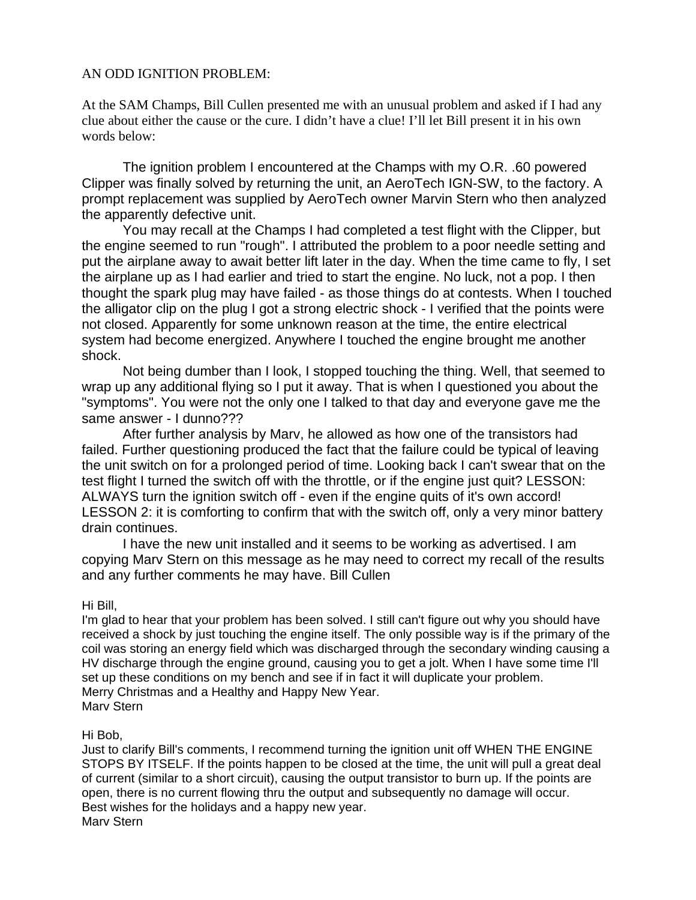AN ODD IGNITION PROBLEM:

At the SAM Champs, Bill Cullen presented me with an unusual problem and asked if I had any clue about either the cause or the cure. I didn't have a clue! I'll let Bill present it in his own words below:

The ignition problem I encountered at the Champs with my O.R. .60 powered Clipper was finally solved by returning the unit, an AeroTech IGN-SW, to the factory. A prompt replacement was supplied by AeroTech owner Marvin Stern who then analyzed the apparently defective unit.

You may recall at the Champs I had completed a test flight with the Clipper, but the engine seemed to run "rough". I attributed the problem to a poor needle setting and put the airplane away to await better lift later in the day. When the time came to fly, I set the airplane up as I had earlier and tried to start the engine. No luck, not a pop. I then thought the spark plug may have failed - as those things do at contests. When I touched the alligator clip on the plug I got a strong electric shock - I verified that the points were not closed. Apparently for some unknown reason at the time, the entire electrical system had become energized. Anywhere I touched the engine brought me another shock.

Not being dumber than I look, I stopped touching the thing. Well, that seemed to wrap up any additional flying so I put it away. That is when I questioned you about the "symptoms". You were not the only one I talked to that day and everyone gave me the same answer - I dunno???

After further analysis by Marv, he allowed as how one of the transistors had failed. Further questioning produced the fact that the failure could be typical of leaving the unit switch on for a prolonged period of time. Looking back I can't swear that on the test flight I turned the switch off with the throttle, or if the engine just quit? LESSON: ALWAYS turn the ignition switch off - even if the engine quits of it's own accord! LESSON 2: it is comforting to confirm that with the switch off, only a very minor battery drain continues.

I have the new unit installed and it seems to be working as advertised. I am copying Marv Stern on this message as he may need to correct my recall of the results and any further comments he may have. Bill Cullen

Hi Bill,
I'm glad to hear that your problem has been solved. I still can't figure out why you should have received a shock by just touching the engine itself. The only possible way is if the primary of the coil was storing an energy field which was discharged through the secondary winding causing a HV discharge through the engine ground, causing you to get a jolt. When I have some time I'll set up these conditions on my bench and see if in fact it will duplicate your problem.
Merry Christmas and a Healthy and Happy New Year.
Marv Stern

Hi Bob,
Just to clarify Bill's comments, I recommend turning the ignition unit off WHEN THE ENGINE STOPS BY ITSELF. If the points happen to be closed at the time, the unit will pull a great deal of current (similar to a short circuit), causing the output transistor to burn up. If the points are open, there is no current flowing thru the output and subsequently no damage will occur.
Best wishes for the holidays and a happy new year.
Marv Stern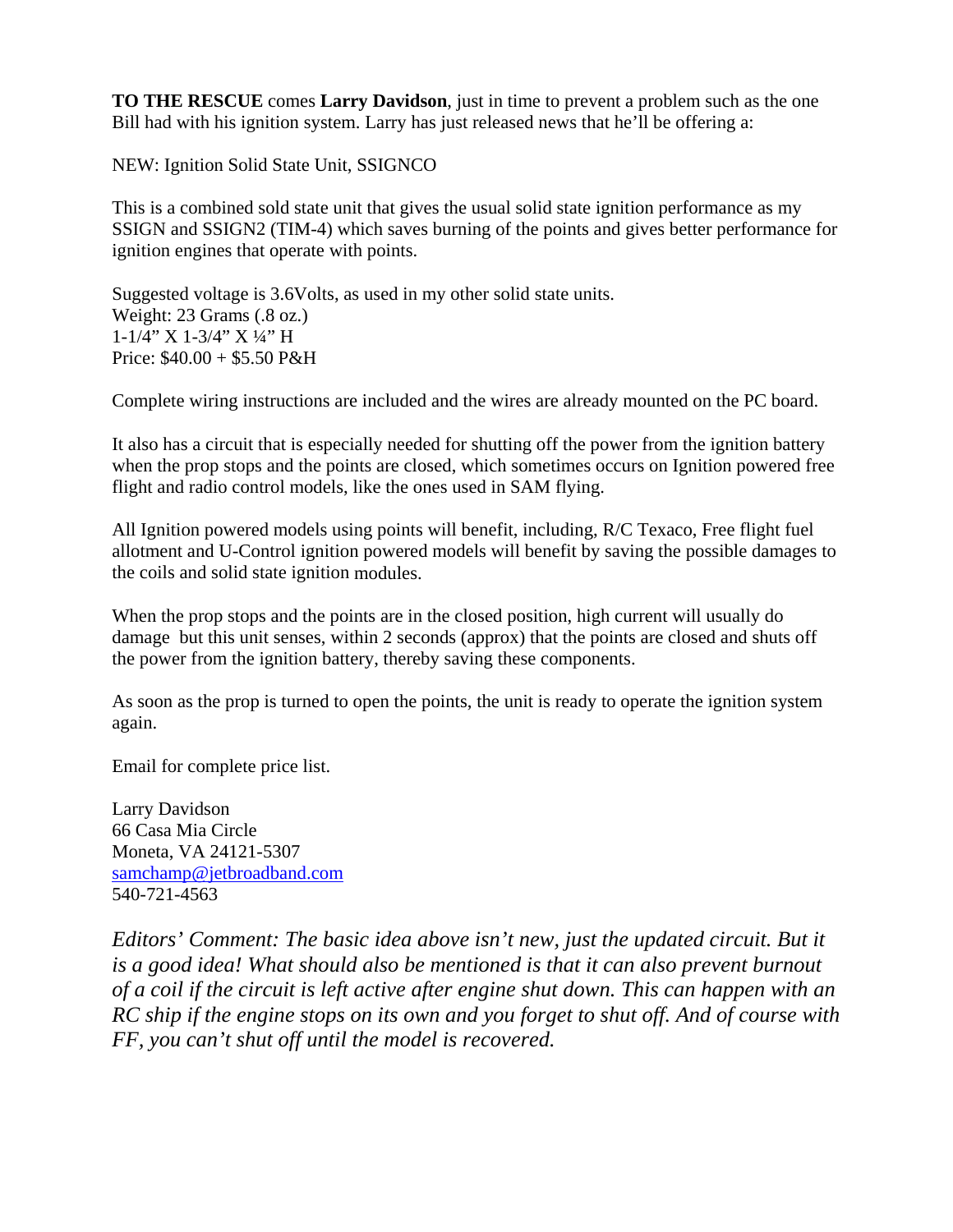**TO THE RESCUE** comes **Larry Davidson**, just in time to prevent a problem such as the one Bill had with his ignition system. Larry has just released news that he'll be offering a:

NEW: Ignition Solid State Unit, SSIGNCO

This is a combined sold state unit that gives the usual solid state ignition performance as my SSIGN and SSIGN2 (TIM-4) which saves burning of the points and gives better performance for ignition engines that operate with points.

Suggested voltage is 3.6Volts, as used in my other solid state units.
Weight: 23 Grams (.8 oz.)
1-1/4" X 1-3/4" X ¼" H
Price: $40.00 + $5.50 P&H

Complete wiring instructions are included and the wires are already mounted on the PC board.

It also has a circuit that is especially needed for shutting off the power from the ignition battery when the prop stops and the points are closed, which sometimes occurs on Ignition powered free flight and radio control models, like the ones used in SAM flying.

All Ignition powered models using points will benefit, including, R/C Texaco, Free flight fuel allotment and U-Control ignition powered models will benefit by saving the possible damages to the coils and solid state ignition modules.

When the prop stops and the points are in the closed position, high current will usually do damage but this unit senses, within 2 seconds (approx) that the points are closed and shuts off the power from the ignition battery, thereby saving these components.

As soon as the prop is turned to open the points, the unit is ready to operate the ignition system again.

Email for complete price list.

Larry Davidson
66 Casa Mia Circle
Moneta, VA 24121-5307
samchamp@jetbroadband.com
540-721-4563

*Editors' Comment: The basic idea above isn't new, just the updated circuit. But it is a good idea! What should also be mentioned is that it can also prevent burnout of a coil if the circuit is left active after engine shut down. This can happen with an RC ship if the engine stops on its own and you forget to shut off. And of course with FF, you can't shut off until the model is recovered.*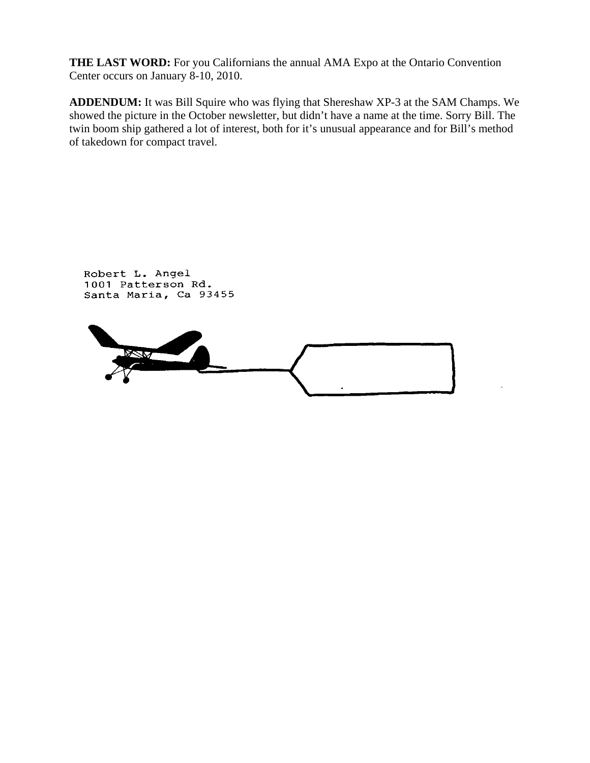**THE LAST WORD:** For you Californians the annual AMA Expo at the Ontario Convention Center occurs on January 8-10, 2010.

**ADDENDUM:** It was Bill Squire who was flying that Shereshaw XP-3 at the SAM Champs. We showed the picture in the October newsletter, but didn't have a name at the time. Sorry Bill. The twin boom ship gathered a lot of interest, both for it's unusual appearance and for Bill's method of takedown for compact travel.

Robert L. Angel
1001 Patterson Rd.
Santa Maria, Ca 93455